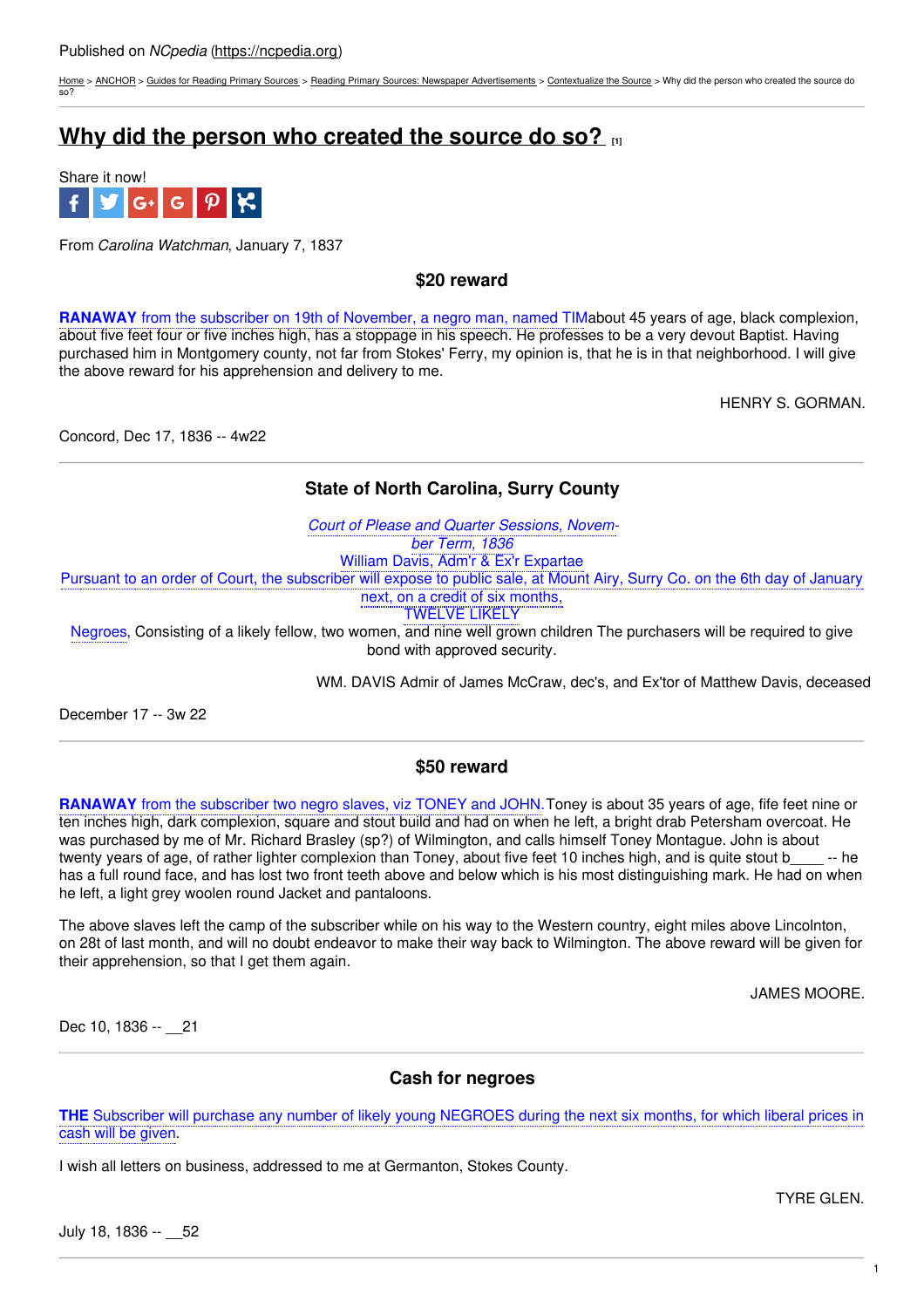Published on *NCpedia* (https://ncpedia.org)

Home > ANCHOR > Guides for Reading Primary Sources > Reading Primary Sources: Newspaper Advertisements > Contextualize the Source > Why did the person who created the source do so?

# Why did the person who created the source do so? [1]

Share it now!

From *Carolina Watchman*, January 7, 1837

### $20 reward

**RANAWAY** from the subscriber on 19th of November, a negro man, named TIMabout 45 years of age, black complexion, about five feet four or five inches high, has a stoppage in his speech. He professes to be a very devout Baptist. Having purchased him in Montgomery county, not far from Stokes' Ferry, my opinion is, that he is in that neighborhood. I will give the above reward for his apprehension and delivery to me.

HENRY S. GORMAN.

Concord, Dec 17, 1836 -- 4w22

---

### State of North Carolina, Surry County

*Court of Please and Quarter Sessions, November Term, 1836*

William Davis, Adm'r & Ex'r Expartae

Pursuant to an order of Court, the subscriber will expose to public sale, at Mount Airy, Surry Co. on the 6th day of January next, on a credit of six months,

TWELVE LIKELY

Negroes, Consisting of a likely fellow, two women, and nine well grown children The purchasers will be required to give bond with approved security.

WM. DAVIS Admir of James McCraw, dec's, and Ex'tor of Matthew Davis, deceased

December 17 -- 3w 22

---

### $50 reward

**RANAWAY** from the subscriber two negro slaves, viz TONEY and JOHN.Toney is about 35 years of age, fife feet nine or ten inches high, dark complexion, square and stout build and had on when he left, a bright drab Petersham overcoat. He was purchased by me of Mr. Richard Brasley (sp?) of Wilmington, and calls himself Toney Montague. John is about twenty years of age, of rather lighter complexion than Toney, about five feet 10 inches high, and is quite stout b____ -- he has a full round face, and has lost two front teeth above and below which is his most distinguishing mark. He had on when he left, a light grey woolen round Jacket and pantaloons.

The above slaves left the camp of the subscriber while on his way to the Western country, eight miles above Lincolnton, on 28t of last month, and will no doubt endeavor to make their way back to Wilmington. The above reward will be given for their apprehension, so that I get them again.

JAMES MOORE.

Dec 10, 1836 -- __21

---

### Cash for negroes

**THE** Subscriber will purchase any number of likely young NEGROES during the next six months, for which liberal prices in cash will be given.

I wish all letters on business, addressed to me at Germanton, Stokes County.

TYRE GLEN.

July 18, 1836 -- __52

---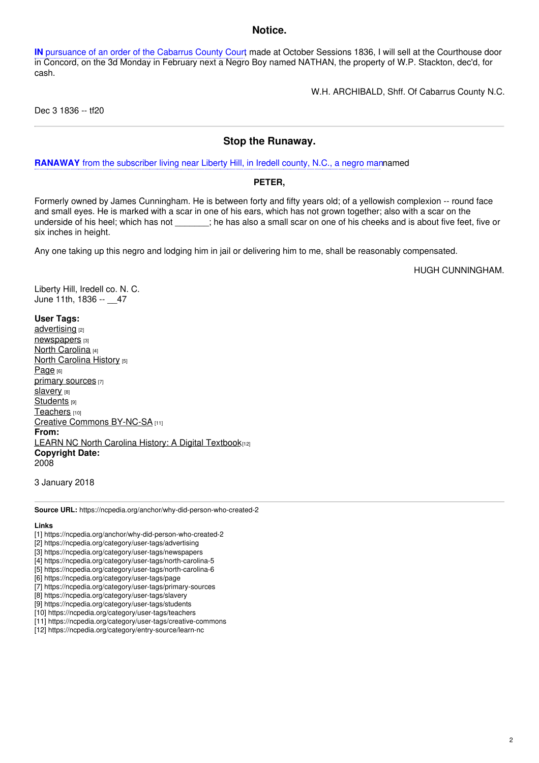## Notice.

**IN** pursuance of an order of the Cabarrus County Court made at October Sessions 1836, I will sell at the Courthouse door in Concord, on the 3d Monday in February next a Negro Boy named NATHAN, the property of W.P. Stackton, dec'd, for cash.

W.H. ARCHIBALD, Shff. Of Cabarrus County N.C.

Dec 3 1836 -- tf20

---

## Stop the Runaway.

**RANAWAY** from the subscriber living near Liberty Hill, in Iredell county, N.C., a negro man named

**PETER,**

Formerly owned by James Cunningham. He is between forty and fifty years old; of a yellowish complexion -- round face and small eyes. He is marked with a scar in one of his ears, which has not grown together; also with a scar on the underside of his heel; which has not _______; he has also a small scar on one of his cheeks and is about five feet, five or six inches in height.

Any one taking up this negro and lodging him in jail or delivering him to me, shall be reasonably compensated.

HUGH CUNNINGHAM.

Liberty Hill, Iredell co. N. C.
June 11th, 1836 -- __47

**User Tags:**
advertising [2]
newspapers [3]
North Carolina [4]
North Carolina History [5]
Page [6]
primary sources [7]
slavery [8]
Students [9]
Teachers [10]
Creative Commons BY-NC-SA [11]
**From:**
LEARN NC North Carolina History: A Digital Textbook [12]
**Copyright Date:**
2008

3 January 2018

---

**Source URL:** https://ncpedia.org/anchor/why-did-person-who-created-2

**Links**
[1] https://ncpedia.org/anchor/why-did-person-who-created-2
[2] https://ncpedia.org/category/user-tags/advertising
[3] https://ncpedia.org/category/user-tags/newspapers
[4] https://ncpedia.org/category/user-tags/north-carolina-5
[5] https://ncpedia.org/category/user-tags/north-carolina-6
[6] https://ncpedia.org/category/user-tags/page
[7] https://ncpedia.org/category/user-tags/primary-sources
[8] https://ncpedia.org/category/user-tags/slavery
[9] https://ncpedia.org/category/user-tags/students
[10] https://ncpedia.org/category/user-tags/teachers
[11] https://ncpedia.org/category/user-tags/creative-commons
[12] https://ncpedia.org/category/entry-source/learn-nc